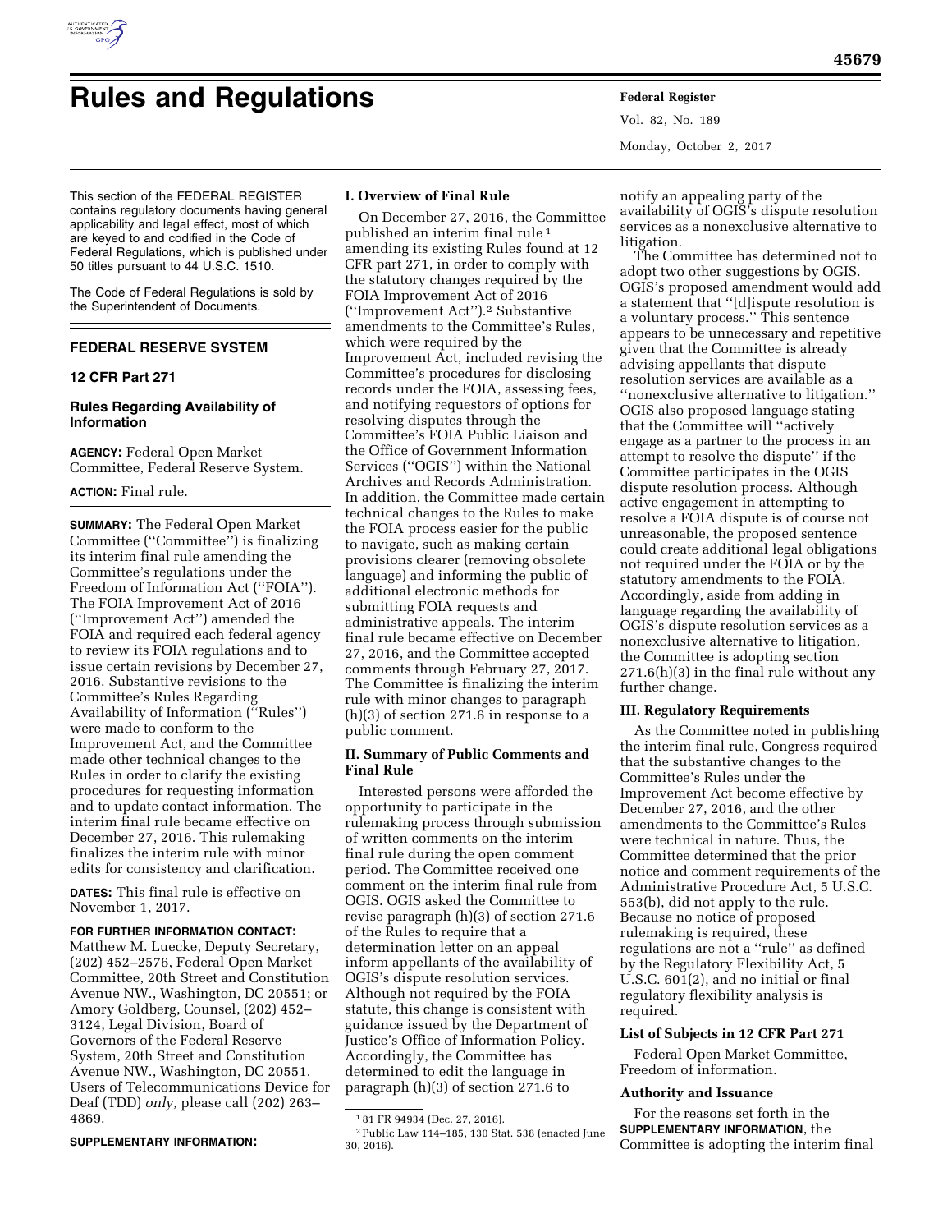# Rules and Regulations

This section of the FEDERAL REGISTER contains regulatory documents having general applicability and legal effect, most of which are keyed to and codified in the Code of Federal Regulations, which is published under 50 titles pursuant to 44 U.S.C. 1510.

The Code of Federal Regulations is sold by the Superintendent of Documents.

## FEDERAL RESERVE SYSTEM

### 12 CFR Part 271

### Rules Regarding Availability of Information

**AGENCY:** Federal Open Market Committee, Federal Reserve System.

**ACTION:** Final rule.

**SUMMARY:** The Federal Open Market Committee (''Committee'') is finalizing its interim final rule amending the Committee's regulations under the Freedom of Information Act (''FOIA''). The FOIA Improvement Act of 2016 (''Improvement Act'') amended the FOIA and required each federal agency to review its FOIA regulations and to issue certain revisions by December 27, 2016. Substantive revisions to the Committee's Rules Regarding Availability of Information (''Rules'') were made to conform to the Improvement Act, and the Committee made other technical changes to the Rules in order to clarify the existing procedures for requesting information and to update contact information. The interim final rule became effective on December 27, 2016. This rulemaking finalizes the interim rule with minor edits for consistency and clarification.

**DATES:** This final rule is effective on November 1, 2017.

**FOR FURTHER INFORMATION CONTACT:** Matthew M. Luecke, Deputy Secretary, (202) 452–2576, Federal Open Market Committee, 20th Street and Constitution Avenue NW., Washington, DC 20551; or Amory Goldberg, Counsel, (202) 452–3124, Legal Division, Board of Governors of the Federal Reserve System, 20th Street and Constitution Avenue NW., Washington, DC 20551. Users of Telecommunications Device for Deaf (TDD) *only,* please call (202) 263–4869.

**SUPPLEMENTARY INFORMATION:**

**I. Overview of Final Rule**

On December 27, 2016, the Committee published an interim final rule [1] amending its existing Rules found at 12 CFR part 271, in order to comply with the statutory changes required by the FOIA Improvement Act of 2016 (''Improvement Act'').[2] Substantive amendments to the Committee's Rules, which were required by the Improvement Act, included revising the Committee's procedures for disclosing records under the FOIA, assessing fees, and notifying requestors of options for resolving disputes through the Committee's FOIA Public Liaison and the Office of Government Information Services (''OGIS'') within the National Archives and Records Administration. In addition, the Committee made certain technical changes to the Rules to make the FOIA process easier for the public to navigate, such as making certain provisions clearer (removing obsolete language) and informing the public of additional electronic methods for submitting FOIA requests and administrative appeals. The interim final rule became effective on December 27, 2016, and the Committee accepted comments through February 27, 2017. The Committee is finalizing the interim rule with minor changes to paragraph (h)(3) of section 271.6 in response to a public comment.

**II. Summary of Public Comments and Final Rule**

Interested persons were afforded the opportunity to participate in the rulemaking process through submission of written comments on the interim final rule during the open comment period. The Committee received one comment on the interim final rule from OGIS. OGIS asked the Committee to revise paragraph (h)(3) of section 271.6 of the Rules to require that a determination letter on an appeal inform appellants of the availability of OGIS's dispute resolution services. Although not required by the FOIA statute, this change is consistent with guidance issued by the Department of Justice's Office of Information Policy. Accordingly, the Committee has determined to edit the language in paragraph (h)(3) of section 271.6 to notify an appealing party of the availability of OGIS's dispute resolution services as a nonexclusive alternative to litigation.

The Committee has determined not to adopt two other suggestions by OGIS. OGIS's proposed amendment would add a statement that ''[d]ispute resolution is a voluntary process.'' This sentence appears to be unnecessary and repetitive given that the Committee is already advising appellants that dispute resolution services are available as a ''nonexclusive alternative to litigation.'' OGIS also proposed language stating that the Committee will ''actively engage as a partner to the process in an attempt to resolve the dispute'' if the Committee participates in the OGIS dispute resolution process. Although active engagement in attempting to resolve a FOIA dispute is of course not unreasonable, the proposed sentence could create additional legal obligations not required under the FOIA or by the statutory amendments to the FOIA. Accordingly, aside from adding in language regarding the availability of OGIS's dispute resolution services as a nonexclusive alternative to litigation, the Committee is adopting section 271.6(h)(3) in the final rule without any further change.

**III. Regulatory Requirements**

As the Committee noted in publishing the interim final rule, Congress required that the substantive changes to the Committee's Rules under the Improvement Act become effective by December 27, 2016, and the other amendments to the Committee's Rules were technical in nature. Thus, the Committee determined that the prior notice and comment requirements of the Administrative Procedure Act, 5 U.S.C. 553(b), did not apply to the rule. Because no notice of proposed rulemaking is required, these regulations are not a ''rule'' as defined by the Regulatory Flexibility Act, 5 U.S.C. 601(2), and no initial or final regulatory flexibility analysis is required.

**List of Subjects in 12 CFR Part 271**

Federal Open Market Committee, Freedom of information.

**Authority and Issuance**

For the reasons set forth in the **SUPPLEMENTARY INFORMATION**, the Committee is adopting the interim final

---

[1] 81 FR 94934 (Dec. 27, 2016).

[2] Public Law 114–185, 130 Stat. 538 (enacted June 30, 2016).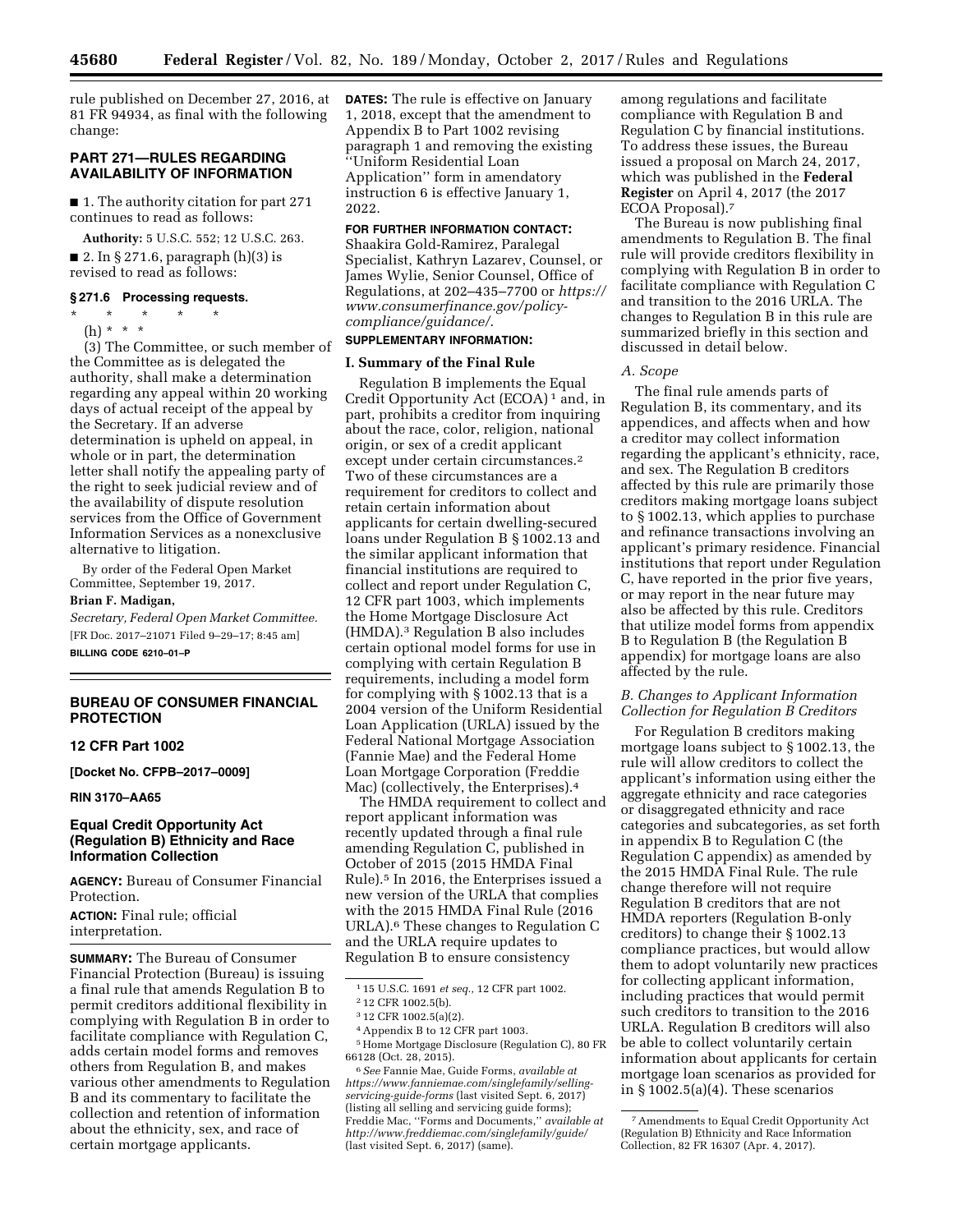rule published on December 27, 2016, at 81 FR 94934, as final with the following change:

## PART 271—RULES REGARDING AVAILABILITY OF INFORMATION

■ 1. The authority citation for part 271 continues to read as follows:

**Authority:** 5 U.S.C. 552; 12 U.S.C. 263.

■ 2. In § 271.6, paragraph (h)(3) is revised to read as follows:

### § 271.6 Processing requests.

\* \* \* \* \*

(h) \* \* \*

(3) The Committee, or such member of the Committee as is delegated the authority, shall make a determination regarding any appeal within 20 working days of actual receipt of the appeal by the Secretary. If an adverse determination is upheld on appeal, in whole or in part, the determination letter shall notify the appealing party of the right to seek judicial review and of the availability of dispute resolution services from the Office of Government Information Services as a nonexclusive alternative to litigation.

By order of the Federal Open Market Committee, September 19, 2017.

**Brian F. Madigan,**

*Secretary, Federal Open Market Committee.*

[FR Doc. 2017–21071 Filed 9–29–17; 8:45 am]

**BILLING CODE 6210–01–P**

---

## BUREAU OF CONSUMER FINANCIAL PROTECTION

### 12 CFR Part 1002

**[Docket No. CFPB–2017–0009]**

**RIN 3170–AA65**

## Equal Credit Opportunity Act (Regulation B) Ethnicity and Race Information Collection

**AGENCY:** Bureau of Consumer Financial Protection.

**ACTION:** Final rule; official interpretation.

**SUMMARY:** The Bureau of Consumer Financial Protection (Bureau) is issuing a final rule that amends Regulation B to permit creditors additional flexibility in complying with Regulation B in order to facilitate compliance with Regulation C, adds certain model forms and removes others from Regulation B, and makes various other amendments to Regulation B and its commentary to facilitate the collection and retention of information about the ethnicity, sex, and race of certain mortgage applicants.

**DATES:** The rule is effective on January 1, 2018, except that the amendment to Appendix B to Part 1002 revising paragraph 1 and removing the existing "Uniform Residential Loan Application" form in amendatory instruction 6 is effective January 1, 2022.

**FOR FURTHER INFORMATION CONTACT:** Shaakira Gold-Ramirez, Paralegal Specialist, Kathryn Lazarev, Counsel, or James Wylie, Senior Counsel, Office of Regulations, at 202–435–7700 or *https://www.consumerfinance.gov/policy-compliance/guidance/*.

**SUPPLEMENTARY INFORMATION:**

### I. Summary of the Final Rule

Regulation B implements the Equal Credit Opportunity Act (ECOA) [1] and, in part, prohibits a creditor from inquiring about the race, color, religion, national origin, or sex of a credit applicant except under certain circumstances.[2] Two of these circumstances are a requirement for creditors to collect and retain certain information about applicants for certain dwelling-secured loans under Regulation B § 1002.13 and the similar applicant information that financial institutions are required to collect and report under Regulation C, 12 CFR part 1003, which implements the Home Mortgage Disclosure Act (HMDA).[3] Regulation B also includes certain optional model forms for use in complying with certain Regulation B requirements, including a model form for complying with § 1002.13 that is a 2004 version of the Uniform Residential Loan Application (URLA) issued by the Federal National Mortgage Association (Fannie Mae) and the Federal Home Loan Mortgage Corporation (Freddie Mac) (collectively, the Enterprises).[4]

The HMDA requirement to collect and report applicant information was recently updated through a final rule amending Regulation C, published in October of 2015 (2015 HMDA Final Rule).[5] In 2016, the Enterprises issued a new version of the URLA that complies with the 2015 HMDA Final Rule (2016 URLA).[6] These changes to Regulation C and the URLA require updates to Regulation B to ensure consistency among regulations and facilitate compliance with Regulation B and Regulation C by financial institutions. To address these issues, the Bureau issued a proposal on March 24, 2017, which was published in the **Federal Register** on April 4, 2017 (the 2017 ECOA Proposal).[7]

The Bureau is now publishing final amendments to Regulation B. The final rule will provide creditors flexibility in complying with Regulation B in order to facilitate compliance with Regulation C and transition to the 2016 URLA. The changes to Regulation B in this rule are summarized briefly in this section and discussed in detail below.

#### *A. Scope*

The final rule amends parts of Regulation B, its commentary, and its appendices, and affects when and how a creditor may collect information regarding the applicant's ethnicity, race, and sex. The Regulation B creditors affected by this rule are primarily those creditors making mortgage loans subject to § 1002.13, which applies to purchase and refinance transactions involving an applicant's primary residence. Financial institutions that report under Regulation C, have reported in the prior five years, or may report in the near future may also be affected by this rule. Creditors that utilize model forms from appendix B to Regulation B (the Regulation B appendix) for mortgage loans are also affected by the rule.

#### *B. Changes to Applicant Information Collection for Regulation B Creditors*

For Regulation B creditors making mortgage loans subject to § 1002.13, the rule will allow creditors to collect the applicant's information using either the aggregate ethnicity and race categories or disaggregated ethnicity and race categories and subcategories, as set forth in appendix B to Regulation C (the Regulation C appendix) as amended by the 2015 HMDA Final Rule. The rule change therefore will not require Regulation B creditors that are not HMDA reporters (Regulation B-only creditors) to change their § 1002.13 compliance practices, but would allow them to adopt voluntarily new practices for collecting applicant information, including practices that would permit such creditors to transition to the 2016 URLA. Regulation B creditors will also be able to collect voluntarily information about applicants for certain mortgage loan scenarios as provided for in § 1002.5(a)(4). These scenarios

---

[1] 15 U.S.C. 1691 *et seq.,* 12 CFR part 1002.

[2] 12 CFR 1002.5(b).

[3] 12 CFR 1002.5(a)(2).

[4] Appendix B to 12 CFR part 1003.

[5] Home Mortgage Disclosure (Regulation C), 80 FR 66128 (Oct. 28, 2015).

[6] *See* Fannie Mae, Guide Forms, *available at https://www.fanniemae.com/singlefamily/selling-servicing-guide-forms* (last visited Sept. 6, 2017) (listing all selling and servicing guide forms); Freddie Mac, "Forms and Documents," *available at http://www.freddiemac.com/singlefamily/guide/* (last visited Sept. 6, 2017) (same).

[7] Amendments to Equal Credit Opportunity Act (Regulation B) Ethnicity and Race Information Collection, 82 FR 16307 (Apr. 4, 2017).